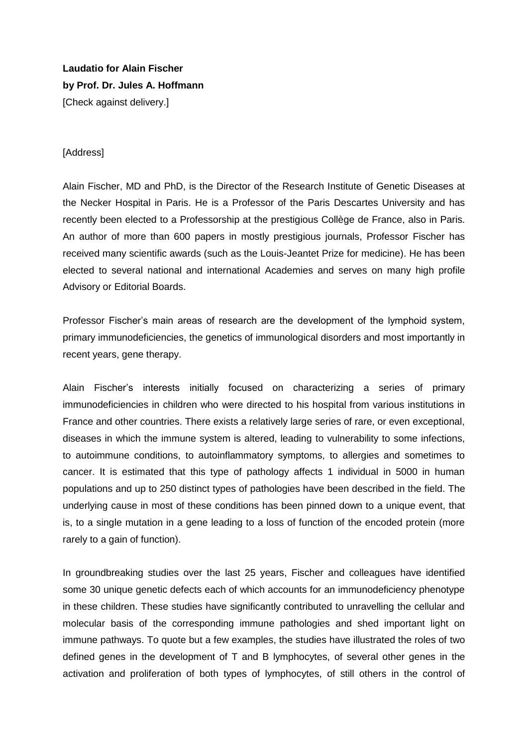**Laudatio for Alain Fischer**
**by Prof. Dr. Jules A. Hoffmann**
[Check against delivery.]

[Address]

Alain Fischer, MD and PhD, is the Director of the Research Institute of Genetic Diseases at the Necker Hospital in Paris. He is a Professor of the Paris Descartes University and has recently been elected to a Professorship at the prestigious Collège de France, also in Paris. An author of more than 600 papers in mostly prestigious journals, Professor Fischer has received many scientific awards (such as the Louis-Jeantet Prize for medicine). He has been elected to several national and international Academies and serves on many high profile Advisory or Editorial Boards.

Professor Fischer's main areas of research are the development of the lymphoid system, primary immunodeficiencies, the genetics of immunological disorders and most importantly in recent years, gene therapy.

Alain Fischer's interests initially focused on characterizing a series of primary immunodeficiencies in children who were directed to his hospital from various institutions in France and other countries. There exists a relatively large series of rare, or even exceptional, diseases in which the immune system is altered, leading to vulnerability to some infections, to autoimmune conditions, to autoinflammatory symptoms, to allergies and sometimes to cancer. It is estimated that this type of pathology affects 1 individual in 5000 in human populations and up to 250 distinct types of pathologies have been described in the field. The underlying cause in most of these conditions has been pinned down to a unique event, that is, to a single mutation in a gene leading to a loss of function of the encoded protein (more rarely to a gain of function).

In groundbreaking studies over the last 25 years, Fischer and colleagues have identified some 30 unique genetic defects each of which accounts for an immunodeficiency phenotype in these children. These studies have significantly contributed to unravelling the cellular and molecular basis of the corresponding immune pathologies and shed important light on immune pathways. To quote but a few examples, the studies have illustrated the roles of two defined genes in the development of T and B lymphocytes, of several other genes in the activation and proliferation of both types of lymphocytes, of still others in the control of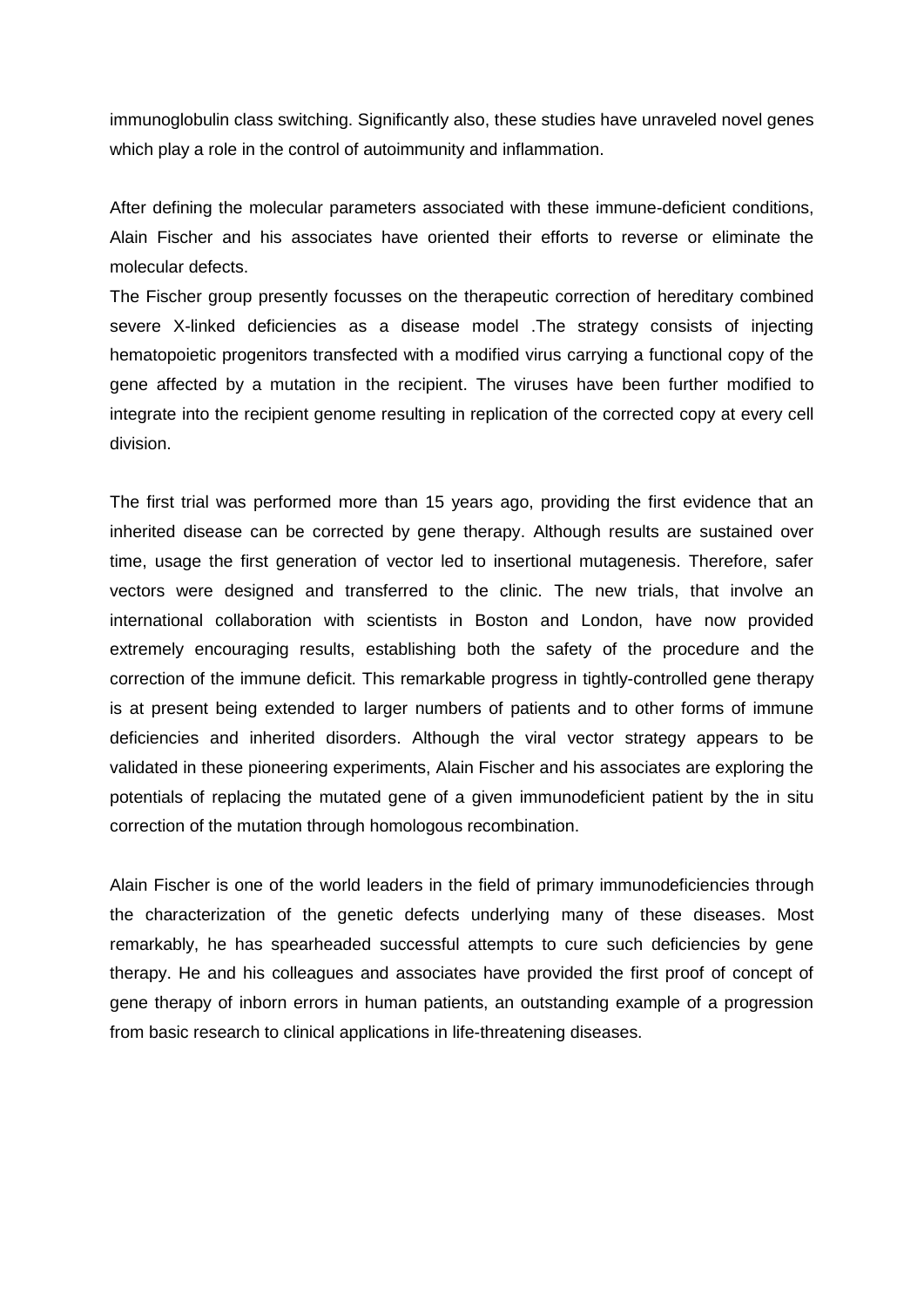immunoglobulin class switching. Significantly also, these studies have unraveled novel genes which play a role in the control of autoimmunity and inflammation.

After defining the molecular parameters associated with these immune-deficient conditions, Alain Fischer and his associates have oriented their efforts to reverse or eliminate the molecular defects.

The Fischer group presently focusses on the therapeutic correction of hereditary combined severe X-linked deficiencies as a disease model .The strategy consists of injecting hematopoietic progenitors transfected with a modified virus carrying a functional copy of the gene affected by a mutation in the recipient. The viruses have been further modified to integrate into the recipient genome resulting in replication of the corrected copy at every cell division.

The first trial was performed more than 15 years ago, providing the first evidence that an inherited disease can be corrected by gene therapy. Although results are sustained over time, usage the first generation of vector led to insertional mutagenesis. Therefore, safer vectors were designed and transferred to the clinic. The new trials, that involve an international collaboration with scientists in Boston and London, have now provided extremely encouraging results, establishing both the safety of the procedure and the correction of the immune deficit. This remarkable progress in tightly-controlled gene therapy is at present being extended to larger numbers of patients and to other forms of immune deficiencies and inherited disorders. Although the viral vector strategy appears to be validated in these pioneering experiments, Alain Fischer and his associates are exploring the potentials of replacing the mutated gene of a given immunodeficient patient by the in situ correction of the mutation through homologous recombination.

Alain Fischer is one of the world leaders in the field of primary immunodeficiencies through the characterization of the genetic defects underlying many of these diseases. Most remarkably, he has spearheaded successful attempts to cure such deficiencies by gene therapy. He and his colleagues and associates have provided the first proof of concept of gene therapy of inborn errors in human patients, an outstanding example of a progression from basic research to clinical applications in life-threatening diseases.